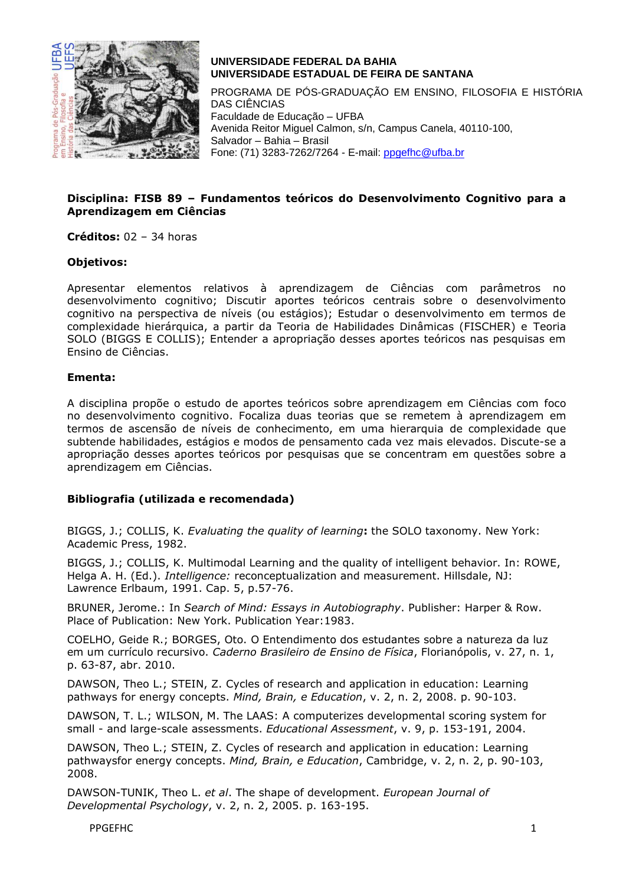**UNIVERSIDADE FEDERAL DA BAHIA**
**UNIVERSIDADE ESTADUAL DE FEIRA DE SANTANA**

PROGRAMA DE PÓS-GRADUAÇÃO EM ENSINO, FILOSOFIA E HISTÓRIA DAS CIÊNCIAS
Faculdade de Educação – UFBA
Avenida Reitor Miguel Calmon, s/n, Campus Canela, 40110-100,
Salvador – Bahia – Brasil
Fone: (71) 3283-7262/7264 - E-mail: ppgefhc@ufba.br

**Disciplina: FISB 89 – Fundamentos teóricos do Desenvolvimento Cognitivo para a Aprendizagem em Ciências**

**Créditos:** 02 – 34 horas

**Objetivos:**

Apresentar elementos relativos à aprendizagem de Ciências com parâmetros no desenvolvimento cognitivo; Discutir aportes teóricos centrais sobre o desenvolvimento cognitivo na perspectiva de níveis (ou estágios); Estudar o desenvolvimento em termos de complexidade hierárquica, a partir da Teoria de Habilidades Dinâmicas (FISCHER) e Teoria SOLO (BIGGS E COLLIS); Entender a apropriação desses aportes teóricos nas pesquisas em Ensino de Ciências.

**Ementa:**

A disciplina propõe o estudo de aportes teóricos sobre aprendizagem em Ciências com foco no desenvolvimento cognitivo. Focaliza duas teorias que se remetem à aprendizagem em termos de ascensão de níveis de conhecimento, em uma hierarquia de complexidade que subtende habilidades, estágios e modos de pensamento cada vez mais elevados. Discute-se a apropriação desses aportes teóricos por pesquisas que se concentram em questões sobre a aprendizagem em Ciências.

**Bibliografia (utilizada e recomendada)**

BIGGS, J.; COLLIS, K. *Evaluating the quality of learning***:** the SOLO taxonomy. New York: Academic Press, 1982.

BIGGS, J.; COLLIS, K. Multimodal Learning and the quality of intelligent behavior. In: ROWE, Helga A. H. (Ed.). *Intelligence:* reconceptualization and measurement. Hillsdale, NJ: Lawrence Erlbaum, 1991. Cap. 5, p.57-76.

BRUNER, Jerome.: In *Search of Mind: Essays in Autobiography*. Publisher: Harper & Row. Place of Publication: New York. Publication Year:1983.

COELHO, Geide R.; BORGES, Oto. O Entendimento dos estudantes sobre a natureza da luz em um currículo recursivo. *Caderno Brasileiro de Ensino de Física*, Florianópolis, v. 27, n. 1, p. 63-87, abr. 2010.

DAWSON, Theo L.; STEIN, Z. Cycles of research and application in education: Learning pathways for energy concepts. *Mind, Brain, e Education*, v. 2, n. 2, 2008. p. 90-103.

DAWSON, T. L.; WILSON, M. The LAAS: A computerizes developmental scoring system for small - and large-scale assessments. *Educational Assessment*, v. 9, p. 153-191, 2004.

DAWSON, Theo L.; STEIN, Z. Cycles of research and application in education: Learning pathwaysfor energy concepts. *Mind, Brain, e Education*, Cambridge, v. 2, n. 2, p. 90-103, 2008.

DAWSON-TUNIK, Theo L. *et al*. The shape of development. *European Journal of Developmental Psychology*, v. 2, n. 2, 2005. p. 163-195.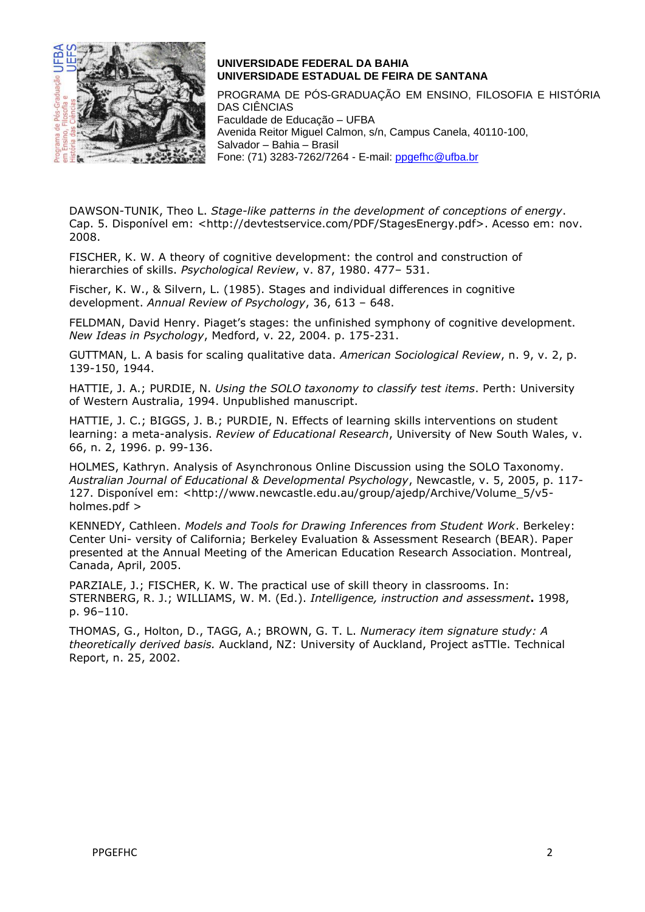DAWSON-TUNIK, Theo L. *Stage-like patterns in the development of conceptions of energy*. Cap. 5. Disponível em: <http://devtestservice.com/PDF/StagesEnergy.pdf>. Acesso em: nov. 2008.

FISCHER, K. W. A theory of cognitive development: the control and construction of hierarchies of skills. *Psychological Review*, v. 87, 1980. 477– 531.

Fischer, K. W., & Silvern, L. (1985). Stages and individual differences in cognitive development. *Annual Review of Psychology*, 36, 613 – 648.

FELDMAN, David Henry. Piaget's stages: the unfinished symphony of cognitive development. *New Ideas in Psychology*, Medford, v. 22, 2004. p. 175-231.

GUTTMAN, L. A basis for scaling qualitative data. *American Sociological Review*, n. 9, v. 2, p. 139-150, 1944.

HATTIE, J. A.; PURDIE, N. *Using the SOLO taxonomy to classify test items*. Perth: University of Western Australia, 1994. Unpublished manuscript.

HATTIE, J. C.; BIGGS, J. B.; PURDIE, N. Effects of learning skills interventions on student learning: a meta-analysis. *Review of Educational Research*, University of New South Wales, v. 66, n. 2, 1996. p. 99-136.

HOLMES, Kathryn. Analysis of Asynchronous Online Discussion using the SOLO Taxonomy. *Australian Journal of Educational & Developmental Psychology*, Newcastle, v. 5, 2005, p. 117-127. Disponível em: <http://www.newcastle.edu.au/group/ajedp/Archive/Volume_5/v5-holmes.pdf >

KENNEDY, Cathleen. *Models and Tools for Drawing Inferences from Student Work*. Berkeley: Center Uni- versity of California; Berkeley Evaluation & Assessment Research (BEAR). Paper presented at the Annual Meeting of the American Education Research Association. Montreal, Canada, April, 2005.

PARZIALE, J.; FISCHER, K. W. The practical use of skill theory in classrooms. In: STERNBERG, R. J.; WILLIAMS, W. M. (Ed.). *Intelligence, instruction and assessment*. 1998, p. 96–110.

THOMAS, G., Holton, D., TAGG, A.; BROWN, G. T. L. *Numeracy item signature study: A theoretically derived basis.* Auckland, NZ: University of Auckland, Project asTTle. Technical Report, n. 25, 2002.